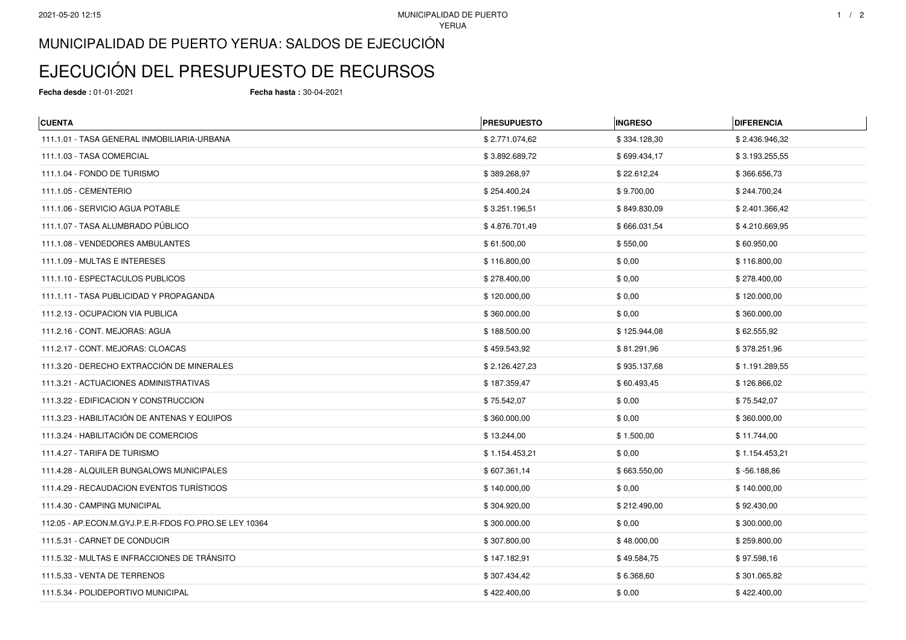# MUNICIPALIDAD DE PUERTO YERUA: SALDOS DE EJECUCIÓN

# EJECUCIÓN DEL PRESUPUESTO DE RECURSOS

**Fecha desde :** 01-01-2021 **Fecha hasta :** 30-04-2021

| CUENTA | PRESUPUESTO | INGRESO | DIFERENCIA |
|---|---|---|---|
| 111.1.01 - TASA GENERAL INMOBILIARIA-URBANA | $ 2.771.074,62 | $ 334.128,30 | $ 2.436.946,32 |
| 111.1.03 - TASA COMERCIAL | $ 3.892.689,72 | $ 699.434,17 | $ 3.193.255,55 |
| 111.1.04 - FONDO DE TURISMO | $ 389.268,97 | $ 22.612,24 | $ 366.656,73 |
| 111.1.05 - CEMENTERIO | $ 254.400,24 | $ 9.700,00 | $ 244.700,24 |
| 111.1.06 - SERVICIO AGUA POTABLE | $ 3.251.196,51 | $ 849.830,09 | $ 2.401.366,42 |
| 111.1.07 - TASA ALUMBRADO PÚBLICO | $ 4.876.701,49 | $ 666.031,54 | $ 4.210.669,95 |
| 111.1.08 - VENDEDORES AMBULANTES | $ 61.500,00 | $ 550,00 | $ 60.950,00 |
| 111.1.09 - MULTAS E INTERESES | $ 116.800,00 | $ 0,00 | $ 116.800,00 |
| 111.1.10 - ESPECTACULOS PUBLICOS | $ 278.400,00 | $ 0,00 | $ 278.400,00 |
| 111.1.11 - TASA PUBLICIDAD Y PROPAGANDA | $ 120.000,00 | $ 0,00 | $ 120.000,00 |
| 111.2.13 - OCUPACION VIA PUBLICA | $ 360.000,00 | $ 0,00 | $ 360.000,00 |
| 111.2.16 - CONT. MEJORAS: AGUA | $ 188.500,00 | $ 125.944,08 | $ 62.555,92 |
| 111.2.17 - CONT. MEJORAS: CLOACAS | $ 459.543,92 | $ 81.291,96 | $ 378.251,96 |
| 111.3.20 - DERECHO EXTRACCIÓN DE MINERALES | $ 2.126.427,23 | $ 935.137,68 | $ 1.191.289,55 |
| 111.3.21 - ACTUACIONES ADMINISTRATIVAS | $ 187.359,47 | $ 60.493,45 | $ 126.866,02 |
| 111.3.22 - EDIFICACION Y CONSTRUCCION | $ 75.542,07 | $ 0,00 | $ 75.542,07 |
| 111.3.23 - HABILITACIÓN DE ANTENAS Y EQUIPOS | $ 360.000,00 | $ 0,00 | $ 360.000,00 |
| 111.3.24 - HABILITACIÓN DE COMERCIOS | $ 13.244,00 | $ 1.500,00 | $ 11.744,00 |
| 111.4.27 - TARIFA DE TURISMO | $ 1.154.453,21 | $ 0,00 | $ 1.154.453,21 |
| 111.4.28 - ALQUILER BUNGALOWS MUNICIPALES | $ 607.361,14 | $ 663.550,00 | $ -56.188,86 |
| 111.4.29 - RECAUDACION EVENTOS TURÍSTICOS | $ 140.000,00 | $ 0,00 | $ 140.000,00 |
| 111.4.30 - CAMPING MUNICIPAL | $ 304.920,00 | $ 212.490,00 | $ 92.430,00 |
| 112.05 - AP.ECON.M.GYJ.P.E.R-FDOS FO.PRO.SE LEY 10364 | $ 300.000,00 | $ 0,00 | $ 300.000,00 |
| 111.5.31 - CARNET DE CONDUCIR | $ 307.800,00 | $ 48.000,00 | $ 259.800,00 |
| 111.5.32 - MULTAS E INFRACCIONES DE TRÁNSITO | $ 147.182,91 | $ 49.584,75 | $ 97.598,16 |
| 111.5.33 - VENTA DE TERRENOS | $ 307.434,42 | $ 6.368,60 | $ 301.065,82 |
| 111.5.34 - POLIDEPORTIVO MUNICIPAL | $ 422.400,00 | $ 0,00 | $ 422.400,00 |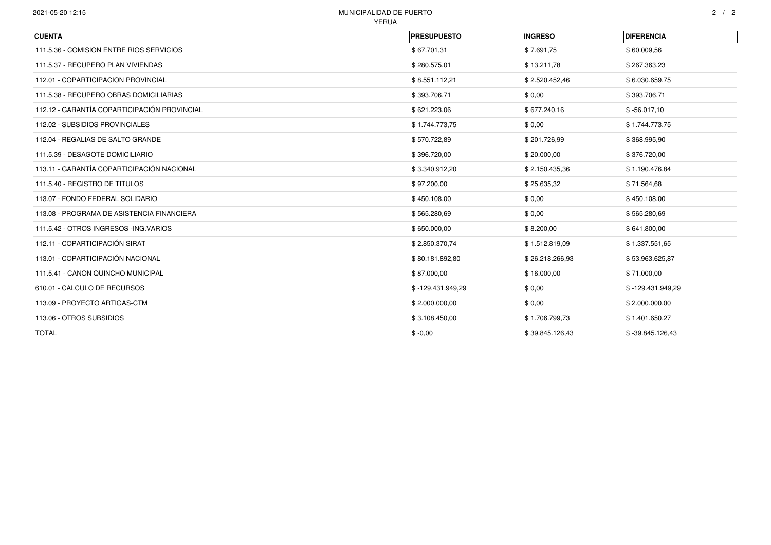| CUENTA | PRESUPUESTO | INGRESO | DIFERENCIA |
|---|---|---|---|
| 111.5.36 - COMISION ENTRE RIOS SERVICIOS | $ 67.701,31 | $ 7.691,75 | $ 60.009,56 |
| 111.5.37 - RECUPERO PLAN VIVIENDAS | $ 280.575,01 | $ 13.211,78 | $ 267.363,23 |
| 112.01 - COPARTICIPACION PROVINCIAL | $ 8.551.112,21 | $ 2.520.452,46 | $ 6.030.659,75 |
| 111.5.38 - RECUPERO OBRAS DOMICILIARIAS | $ 393.706,71 | $ 0,00 | $ 393.706,71 |
| 112.12 - GARANTÍA COPARTICIPACIÓN PROVINCIAL | $ 621.223,06 | $ 677.240,16 | $ -56.017,10 |
| 112.02 - SUBSIDIOS PROVINCIALES | $ 1.744.773,75 | $ 0,00 | $ 1.744.773,75 |
| 112.04 - REGALIAS DE SALTO GRANDE | $ 570.722,89 | $ 201.726,99 | $ 368.995,90 |
| 111.5.39 - DESAGOTE DOMICILIARIO | $ 396.720,00 | $ 20.000,00 | $ 376.720,00 |
| 113.11 - GARANTÍA COPARTICIPACIÓN NACIONAL | $ 3.340.912,20 | $ 2.150.435,36 | $ 1.190.476,84 |
| 111.5.40 - REGISTRO DE TITULOS | $ 97.200,00 | $ 25.635,32 | $ 71.564,68 |
| 113.07 - FONDO FEDERAL SOLIDARIO | $ 450.108,00 | $ 0,00 | $ 450.108,00 |
| 113.08 - PROGRAMA DE ASISTENCIA FINANCIERA | $ 565.280,69 | $ 0,00 | $ 565.280,69 |
| 111.5.42 - OTROS INGRESOS -ING.VARIOS | $ 650.000,00 | $ 8.200,00 | $ 641.800,00 |
| 112.11 - COPARTICIPACIÓN SIRAT | $ 2.850.370,74 | $ 1.512.819,09 | $ 1.337.551,65 |
| 113.01 - COPARTICIPACIÓN NACIONAL | $ 80.181.892,80 | $ 26.218.266,93 | $ 53.963.625,87 |
| 111.5.41 - CANON QUINCHO MUNICIPAL | $ 87.000,00 | $ 16.000,00 | $ 71.000,00 |
| 610.01 - CALCULO DE RECURSOS | $ -129.431.949,29 | $ 0,00 | $ -129.431.949,29 |
| 113.09 - PROYECTO ARTIGAS-CTM | $ 2.000.000,00 | $ 0,00 | $ 2.000.000,00 |
| 113.06 - OTROS SUBSIDIOS | $ 3.108.450,00 | $ 1.706.799,73 | $ 1.401.650,27 |
| TOTAL | $ -0,00 | $ 39.845.126,43 | $ -39.845.126,43 |